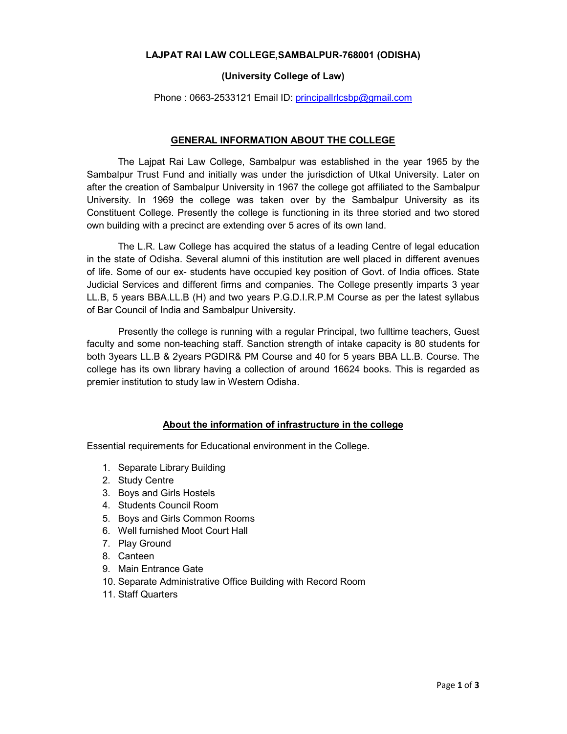**LAJPAT RAI LAW COLLEGE,SAMBALPUR-768001 (ODISHA)**

**(University College of Law)**

Phone : 0663-2533121 Email ID: principallrlcsbp@gmail.com

## GENERAL INFORMATION ABOUT THE COLLEGE

The Lajpat Rai Law College, Sambalpur was established in the year 1965 by the Sambalpur Trust Fund and initially was under the jurisdiction of Utkal University. Later on after the creation of Sambalpur University in 1967 the college got affiliated to the Sambalpur University. In 1969 the college was taken over by the Sambalpur University as its Constituent College. Presently the college is functioning in its three storied and two stored own building with a precinct are extending over 5 acres of its own land.

The L.R. Law College has acquired the status of a leading Centre of legal education in the state of Odisha. Several alumni of this institution are well placed in different avenues of life. Some of our ex- students have occupied key position of Govt. of India offices. State Judicial Services and different firms and companies. The College presently imparts 3 year LL.B, 5 years BBA.LL.B (H) and two years P.G.D.I.R.P.M Course as per the latest syllabus of Bar Council of India and Sambalpur University.

Presently the college is running with a regular Principal, two fulltime teachers, Guest faculty and some non-teaching staff. Sanction strength of intake capacity is 80 students for both 3years LL.B & 2years PGDIR& PM Course and 40 for 5 years BBA LL.B. Course. The college has its own library having a collection of around 16624 books. This is regarded as premier institution to study law in Western Odisha.

## About the information of infrastructure in the college

Essential requirements for Educational environment in the College.

1. Separate Library Building
2. Study Centre
3. Boys and Girls Hostels
4. Students Council Room
5. Boys and Girls Common Rooms
6. Well furnished Moot Court Hall
7. Play Ground
8. Canteen
9. Main Entrance Gate
10. Separate Administrative Office Building with Record Room
11. Staff Quarters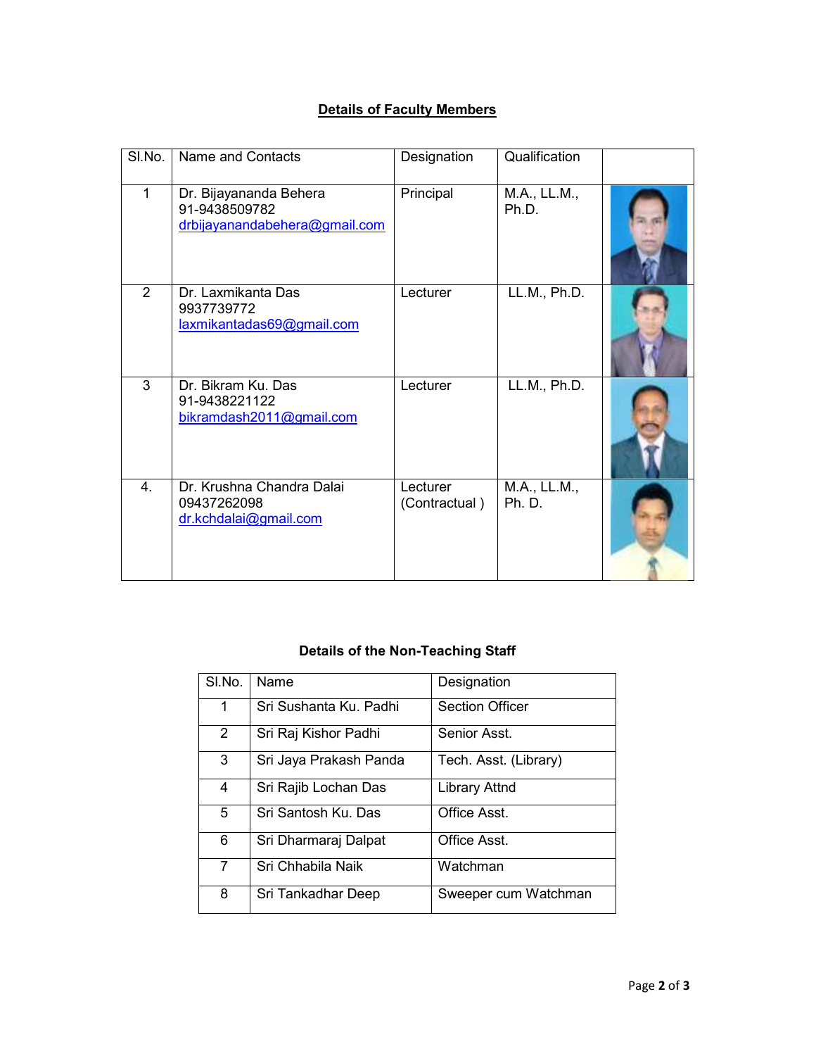## Details of Faculty Members

| Sl.No. | Name and Contacts | Designation | Qualification | |
|---|---|---|---|---|
| 1 | Dr. Bijayananda Behera<br>91-9438509782<br>drbijayanandabehera@gmail.com | Principal | M.A., LL.M., Ph.D. | |
| 2 | Dr. Laxmikanta Das<br>9937739772<br>laxmikantadas69@gmail.com | Lecturer | LL.M., Ph.D. | |
| 3 | Dr. Bikram Ku. Das<br>91-9438221122<br>bikramdash2011@gmail.com | Lecturer | LL.M., Ph.D. | |
| 4. | Dr. Krushna Chandra Dalai<br>09437262098<br>dr.kchdalai@gmail.com | Lecturer (Contractual ) | M.A., LL.M., Ph. D. | |

## Details of the Non-Teaching Staff

| Sl.No. | Name | Designation |
|---|---|---|
| 1 | Sri Sushanta Ku. Padhi | Section Officer |
| 2 | Sri Raj Kishor Padhi | Senior Asst. |
| 3 | Sri Jaya Prakash Panda | Tech. Asst. (Library) |
| 4 | Sri Rajib Lochan Das | Library Attnd |
| 5 | Sri Santosh Ku. Das | Office Asst. |
| 6 | Sri Dharmaraj Dalpat | Office Asst. |
| 7 | Sri Chhabila Naik | Watchman |
| 8 | Sri Tankadhar Deep | Sweeper cum Watchman |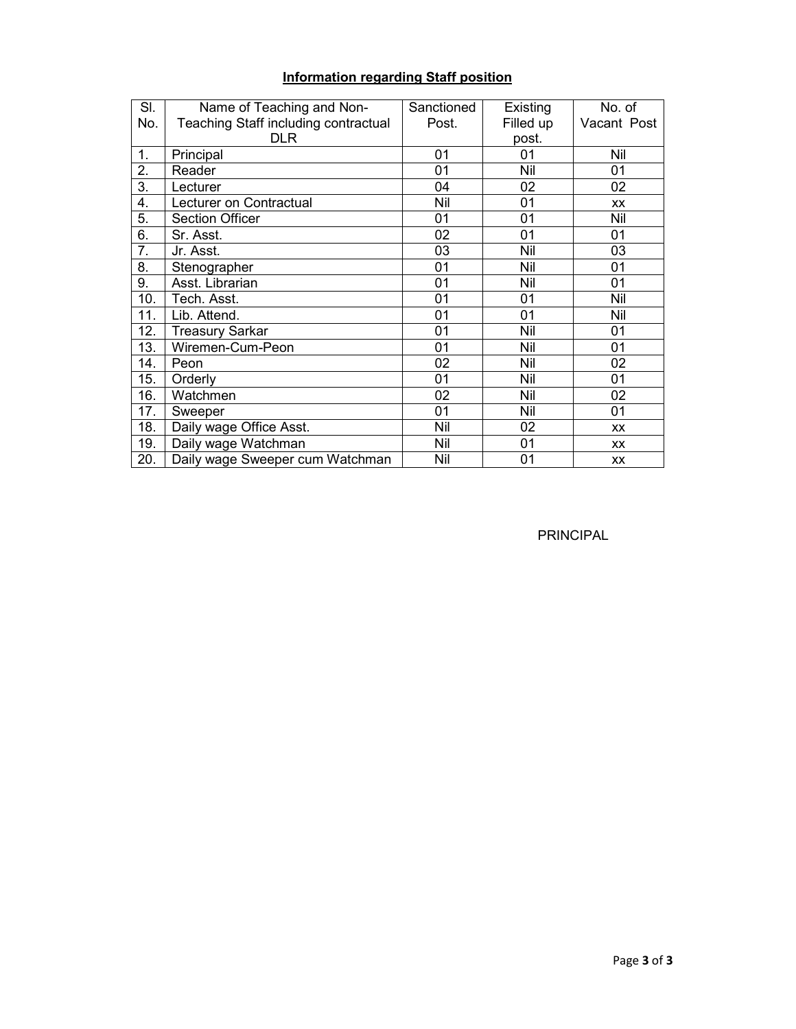## **Information regarding Staff position**

| Sl. No. | Name of Teaching and Non-Teaching Staff including contractual DLR | Sanctioned Post. | Existing Filled up post. | No. of Vacant Post |
|---|---|---|---|---|
| 1. | Principal | 01 | 01 | Nil |
| 2. | Reader | 01 | Nil | 01 |
| 3. | Lecturer | 04 | 02 | 02 |
| 4. | Lecturer on Contractual | Nil | 01 | xx |
| 5. | Section Officer | 01 | 01 | Nil |
| 6. | Sr. Asst. | 02 | 01 | 01 |
| 7. | Jr. Asst. | 03 | Nil | 03 |
| 8. | Stenographer | 01 | Nil | 01 |
| 9. | Asst. Librarian | 01 | Nil | 01 |
| 10. | Tech. Asst. | 01 | 01 | Nil |
| 11. | Lib. Attend. | 01 | 01 | Nil |
| 12. | Treasury Sarkar | 01 | Nil | 01 |
| 13. | Wiremen-Cum-Peon | 01 | Nil | 01 |
| 14. | Peon | 02 | Nil | 02 |
| 15. | Orderly | 01 | Nil | 01 |
| 16. | Watchmen | 02 | Nil | 02 |
| 17. | Sweeper | 01 | Nil | 01 |
| 18. | Daily wage Office Asst. | Nil | 02 | xx |
| 19. | Daily wage Watchman | Nil | 01 | xx |
| 20. | Daily wage Sweeper cum Watchman | Nil | 01 | xx |

PRINCIPAL